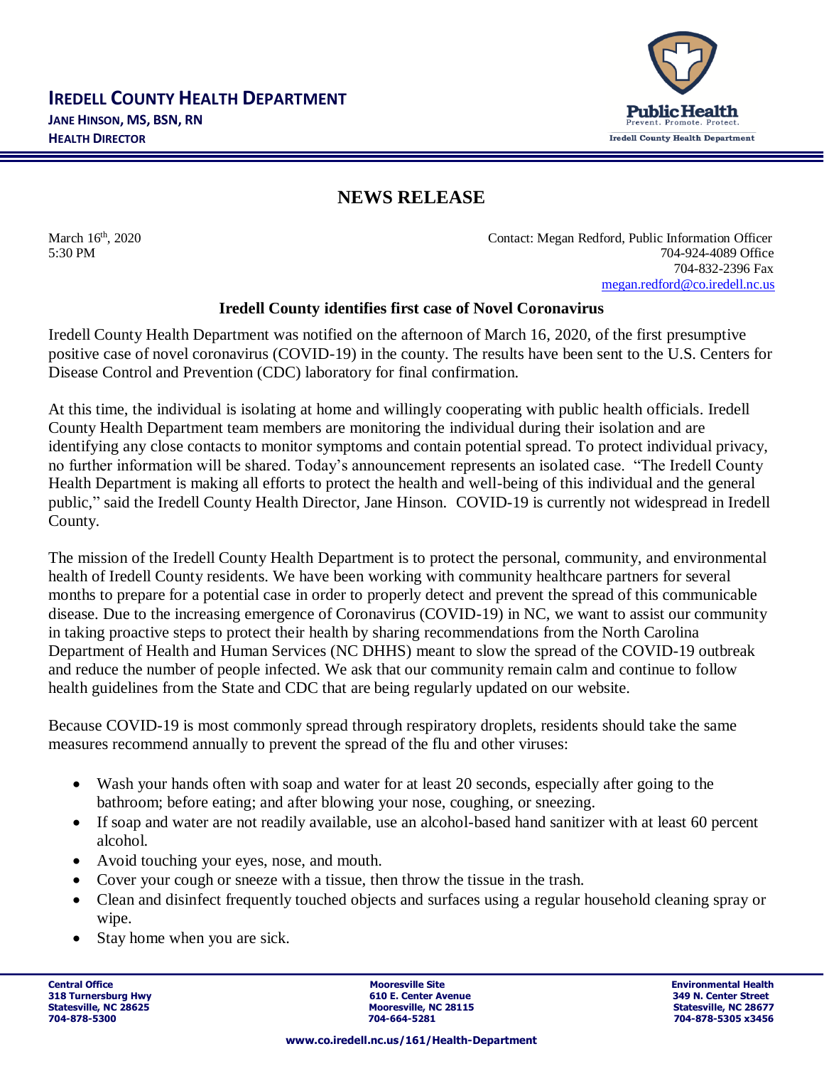# IREDELL COUNTY HEALTH DEPARTMENT

**JANE HINSON, MS, BSN, RN**
**HEALTH DIRECTOR**

## NEWS RELEASE

March 16th, 2020
5:30 PM

Contact: Megan Redford, Public Information Officer
704-924-4089 Office
704-832-2396 Fax
megan.redford@co.iredell.nc.us

### Iredell County identifies first case of Novel Coronavirus

Iredell County Health Department was notified on the afternoon of March 16, 2020, of the first presumptive positive case of novel coronavirus (COVID-19) in the county. The results have been sent to the U.S. Centers for Disease Control and Prevention (CDC) laboratory for final confirmation.

At this time, the individual is isolating at home and willingly cooperating with public health officials. Iredell County Health Department team members are monitoring the individual during their isolation and are identifying any close contacts to monitor symptoms and contain potential spread. To protect individual privacy, no further information will be shared. Today's announcement represents an isolated case. "The Iredell County Health Department is making all efforts to protect the health and well-being of this individual and the general public," said the Iredell County Health Director, Jane Hinson. COVID-19 is currently not widespread in Iredell County.

The mission of the Iredell County Health Department is to protect the personal, community, and environmental health of Iredell County residents. We have been working with community healthcare partners for several months to prepare for a potential case in order to properly detect and prevent the spread of this communicable disease. Due to the increasing emergence of Coronavirus (COVID-19) in NC, we want to assist our community in taking proactive steps to protect their health by sharing recommendations from the North Carolina Department of Health and Human Services (NC DHHS) meant to slow the spread of the COVID-19 outbreak and reduce the number of people infected. We ask that our community remain calm and continue to follow health guidelines from the State and CDC that are being regularly updated on our website.

Because COVID-19 is most commonly spread through respiratory droplets, residents should take the same measures recommend annually to prevent the spread of the flu and other viruses:

- Wash your hands often with soap and water for at least 20 seconds, especially after going to the bathroom; before eating; and after blowing your nose, coughing, or sneezing.
- If soap and water are not readily available, use an alcohol-based hand sanitizer with at least 60 percent alcohol.
- Avoid touching your eyes, nose, and mouth.
- Cover your cough or sneeze with a tissue, then throw the tissue in the trash.
- Clean and disinfect frequently touched objects and surfaces using a regular household cleaning spray or wipe.
- Stay home when you are sick.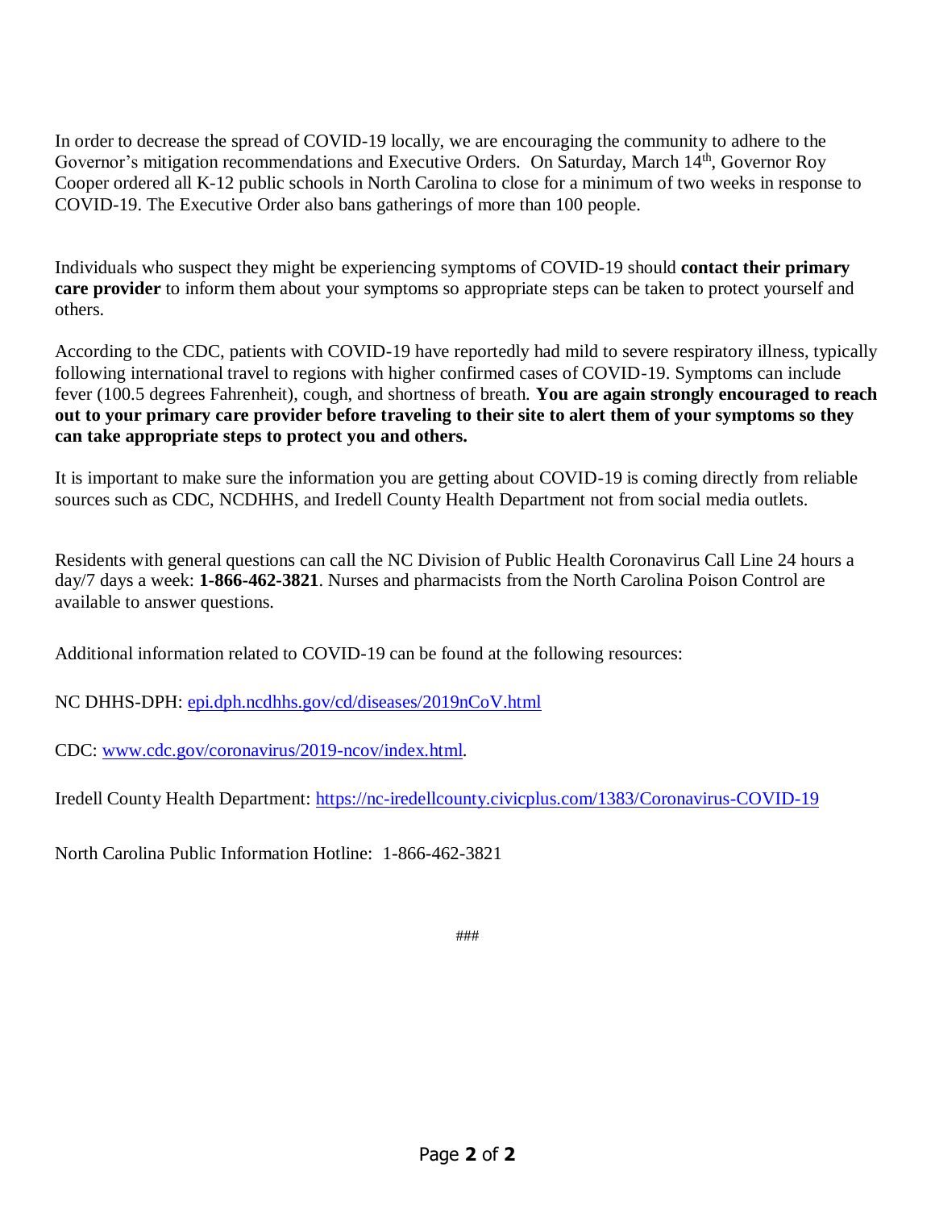In order to decrease the spread of COVID-19 locally, we are encouraging the community to adhere to the Governor's mitigation recommendations and Executive Orders. On Saturday, March 14th, Governor Roy Cooper ordered all K-12 public schools in North Carolina to close for a minimum of two weeks in response to COVID-19. The Executive Order also bans gatherings of more than 100 people.

Individuals who suspect they might be experiencing symptoms of COVID-19 should **contact their primary care provider** to inform them about your symptoms so appropriate steps can be taken to protect yourself and others.

According to the CDC, patients with COVID-19 have reportedly had mild to severe respiratory illness, typically following international travel to regions with higher confirmed cases of COVID-19. Symptoms can include fever (100.5 degrees Fahrenheit), cough, and shortness of breath. **You are again strongly encouraged to reach out to your primary care provider before traveling to their site to alert them of your symptoms so they can take appropriate steps to protect you and others.**

It is important to make sure the information you are getting about COVID-19 is coming directly from reliable sources such as CDC, NCDHHS, and Iredell County Health Department not from social media outlets.

Residents with general questions can call the NC Division of Public Health Coronavirus Call Line 24 hours a day/7 days a week: **1-866-462-3821**. Nurses and pharmacists from the North Carolina Poison Control are available to answer questions.

Additional information related to COVID-19 can be found at the following resources:

NC DHHS-DPH: [epi.dph.ncdhhs.gov/cd/diseases/2019nCoV.html](epi.dph.ncdhhs.gov/cd/diseases/2019nCoV.html)

CDC: [www.cdc.gov/coronavirus/2019-ncov/index.html](www.cdc.gov/coronavirus/2019-ncov/index.html).

Iredell County Health Department: [https://nc-iredellcounty.civicplus.com/1383/Coronavirus-COVID-19](https://nc-iredellcounty.civicplus.com/1383/Coronavirus-COVID-19)

North Carolina Public Information Hotline: 1-866-462-3821

###